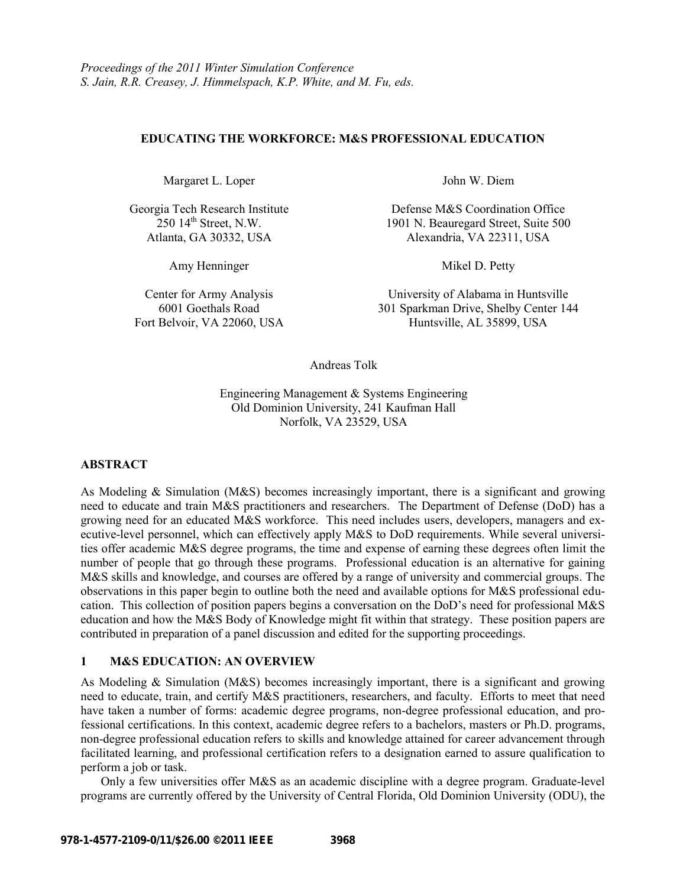*Proceedings of the 2011 Winter Simulation Conference*
*S. Jain, R.R. Creasey, J. Himmelspach, K.P. White, and M. Fu, eds.*

# EDUCATING THE WORKFORCE: M&S PROFESSIONAL EDUCATION

Margaret L. Loper

Georgia Tech Research Institute
250 14th Street, N.W.
Atlanta, GA 30332, USA

John W. Diem

Defense M&S Coordination Office
1901 N. Beauregard Street, Suite 500
Alexandria, VA 22311, USA

Amy Henninger

Center for Army Analysis
6001 Goethals Road
Fort Belvoir, VA 22060, USA

Mikel D. Petty

University of Alabama in Huntsville
301 Sparkman Drive, Shelby Center 144
Huntsville, AL 35899, USA

Andreas Tolk

Engineering Management & Systems Engineering
Old Dominion University, 241 Kaufman Hall
Norfolk, VA 23529, USA

## ABSTRACT

As Modeling & Simulation (M&S) becomes increasingly important, there is a significant and growing need to educate and train M&S practitioners and researchers. The Department of Defense (DoD) has a growing need for an educated M&S workforce. This need includes users, developers, managers and executive-level personnel, which can effectively apply M&S to DoD requirements. While several universities offer academic M&S degree programs, the time and expense of earning these degrees often limit the number of people that go through these programs. Professional education is an alternative for gaining M&S skills and knowledge, and courses are offered by a range of university and commercial groups. The observations in this paper begin to outline both the need and available options for M&S professional education. This collection of position papers begins a conversation on the DoD's need for professional M&S education and how the M&S Body of Knowledge might fit within that strategy. These position papers are contributed in preparation of a panel discussion and edited for the supporting proceedings.

## 1 M&S EDUCATION: AN OVERVIEW

As Modeling & Simulation (M&S) becomes increasingly important, there is a significant and growing need to educate, train, and certify M&S practitioners, researchers, and faculty. Efforts to meet that need have taken a number of forms: academic degree programs, non-degree professional education, and professional certifications. In this context, academic degree refers to a bachelors, masters or Ph.D. programs, non-degree professional education refers to skills and knowledge attained for career advancement through facilitated learning, and professional certification refers to a designation earned to assure qualification to perform a job or task.

Only a few universities offer M&S as an academic discipline with a degree program. Graduate-level programs are currently offered by the University of Central Florida, Old Dominion University (ODU), the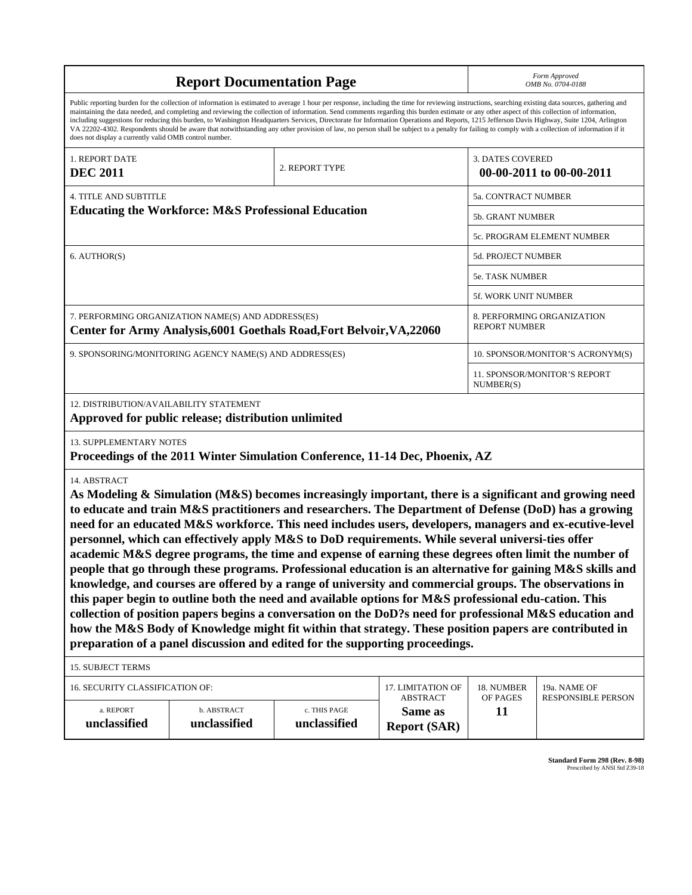# Report Documentation Page

*Form Approved*
*OMB No. 0704-0188*

Public reporting burden for the collection of information is estimated to average 1 hour per response, including the time for reviewing instructions, searching existing data sources, gathering and maintaining the data needed, and completing and reviewing the collection of information. Send comments regarding this burden estimate or any other aspect of this collection of information, including suggestions for reducing this burden, to Washington Headquarters Services, Directorate for Information Operations and Reports, 1215 Jefferson Davis Highway, Suite 1204, Arlington VA 22202-4302. Respondents should be aware that notwithstanding any other provision of law, no person shall be subject to a penalty for failing to comply with a collection of information if it does not display a currently valid OMB control number.

| 1. REPORT DATE | 2. REPORT TYPE | 3. DATES COVERED |
|---|---|---|
| **DEC 2011** | | **00-00-2011 to 00-00-2011** |

| 4. TITLE AND SUBTITLE | 5a. CONTRACT NUMBER |
|---|---|
| **Educating the Workforce: M&S Professional Education** | 5b. GRANT NUMBER |
| | 5c. PROGRAM ELEMENT NUMBER |
| 6. AUTHOR(S) | 5d. PROJECT NUMBER |
| | 5e. TASK NUMBER |
| | 5f. WORK UNIT NUMBER |
| 7. PERFORMING ORGANIZATION NAME(S) AND ADDRESS(ES) **Center for Army Analysis,6001 Goethals Road,Fort Belvoir,VA,22060** | 8. PERFORMING ORGANIZATION REPORT NUMBER |
| 9. SPONSORING/MONITORING AGENCY NAME(S) AND ADDRESS(ES) | 10. SPONSOR/MONITOR'S ACRONYM(S) |
| | 11. SPONSOR/MONITOR'S REPORT NUMBER(S) |

12. DISTRIBUTION/AVAILABILITY STATEMENT
**Approved for public release; distribution unlimited**

13. SUPPLEMENTARY NOTES
**Proceedings of the 2011 Winter Simulation Conference, 11-14 Dec, Phoenix, AZ**

14. ABSTRACT
**As Modeling & Simulation (M&S) becomes increasingly important, there is a significant and growing need to educate and train M&S practitioners and researchers. The Department of Defense (DoD) has a growing need for an educated M&S workforce. This need includes users, developers, managers and ex-ecutive-level personnel, which can effectively apply M&S to DoD requirements. While several universi-ties offer academic M&S degree programs, the time and expense of earning these degrees often limit the number of people that go through these programs. Professional education is an alternative for gaining M&S skills and knowledge, and courses are offered by a range of university and commercial groups. The observations in this paper begin to outline both the need and available options for M&S professional edu-cation. This collection of position papers begins a conversation on the DoD?s need for professional M&S education and how the M&S Body of Knowledge might fit within that strategy. These position papers are contributed in preparation of a panel discussion and edited for the supporting proceedings.**

15. SUBJECT TERMS

| 16. SECURITY CLASSIFICATION OF: | | | 17. LIMITATION OF ABSTRACT | 18. NUMBER OF PAGES | 19a. NAME OF RESPONSIBLE PERSON |
|---|---|---|---|---|---|
| a. REPORT **unclassified** | b. ABSTRACT **unclassified** | c. THIS PAGE **unclassified** | **Same as Report (SAR)** | **11** | |

**Standard Form 298 (Rev. 8-98)**
Prescribed by ANSI Std Z39-18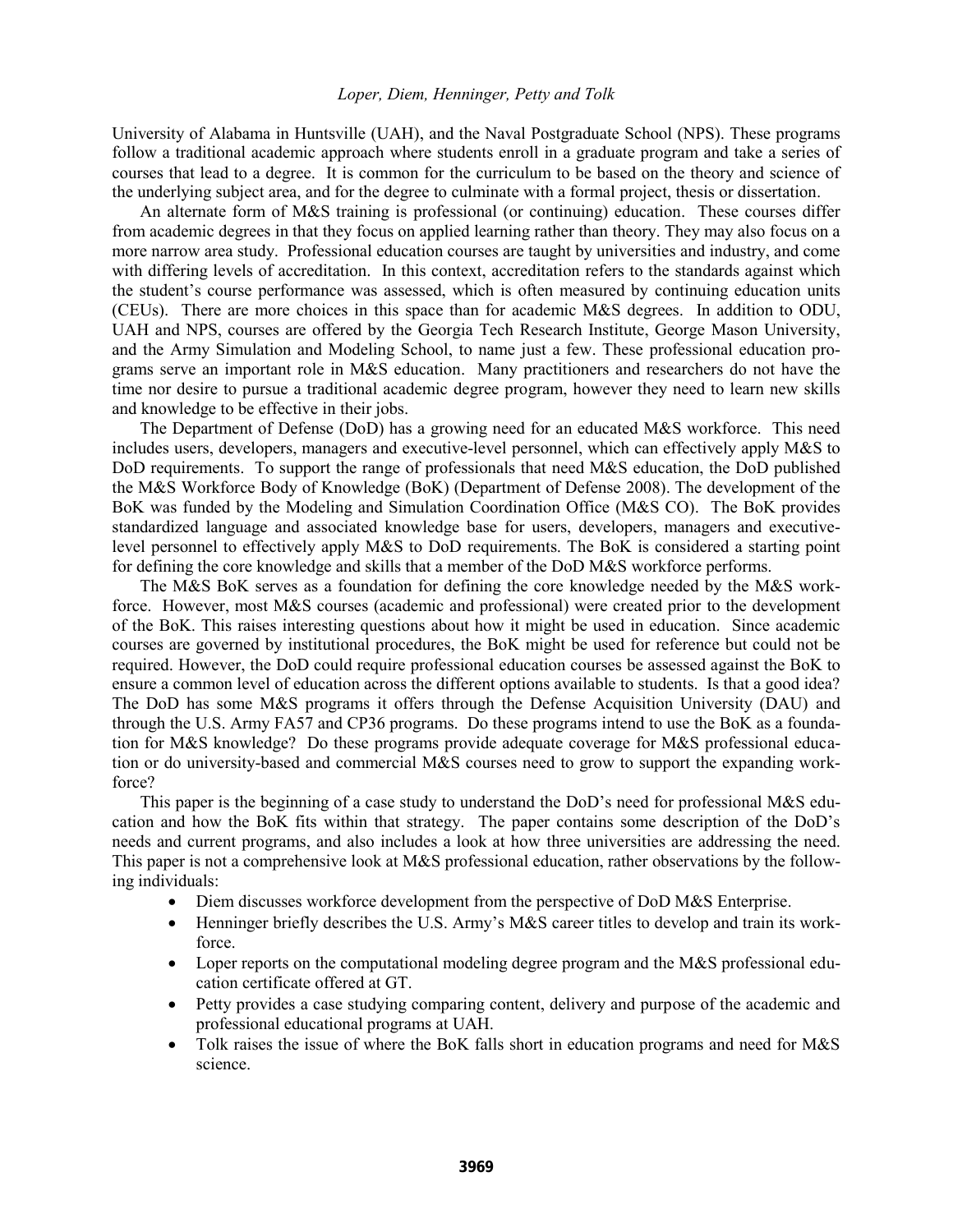University of Alabama in Huntsville (UAH), and the Naval Postgraduate School (NPS). These programs follow a traditional academic approach where students enroll in a graduate program and take a series of courses that lead to a degree. It is common for the curriculum to be based on the theory and science of the underlying subject area, and for the degree to culminate with a formal project, thesis or dissertation.

An alternate form of M&S training is professional (or continuing) education. These courses differ from academic degrees in that they focus on applied learning rather than theory. They may also focus on a more narrow area study. Professional education courses are taught by universities and industry, and come with differing levels of accreditation. In this context, accreditation refers to the standards against which the student's course performance was assessed, which is often measured by continuing education units (CEUs). There are more choices in this space than for academic M&S degrees. In addition to ODU, UAH and NPS, courses are offered by the Georgia Tech Research Institute, George Mason University, and the Army Simulation and Modeling School, to name just a few. These professional education programs serve an important role in M&S education. Many practitioners and researchers do not have the time nor desire to pursue a traditional academic degree program, however they need to learn new skills and knowledge to be effective in their jobs.

The Department of Defense (DoD) has a growing need for an educated M&S workforce. This need includes users, developers, managers and executive-level personnel, which can effectively apply M&S to DoD requirements. To support the range of professionals that need M&S education, the DoD published the M&S Workforce Body of Knowledge (BoK) (Department of Defense 2008). The development of the BoK was funded by the Modeling and Simulation Coordination Office (M&S CO). The BoK provides standardized language and associated knowledge base for users, developers, managers and executive-level personnel to effectively apply M&S to DoD requirements. The BoK is considered a starting point for defining the core knowledge and skills that a member of the DoD M&S workforce performs.

The M&S BoK serves as a foundation for defining the core knowledge needed by the M&S workforce. However, most M&S courses (academic and professional) were created prior to the development of the BoK. This raises interesting questions about how it might be used in education. Since academic courses are governed by institutional procedures, the BoK might be used for reference but could not be required. However, the DoD could require professional education courses be assessed against the BoK to ensure a common level of education across the different options available to students. Is that a good idea? The DoD has some M&S programs it offers through the Defense Acquisition University (DAU) and through the U.S. Army FA57 and CP36 programs. Do these programs intend to use the BoK as a foundation for M&S knowledge? Do these programs provide adequate coverage for M&S professional education or do university-based and commercial M&S courses need to grow to support the expanding workforce?

This paper is the beginning of a case study to understand the DoD's need for professional M&S education and how the BoK fits within that strategy. The paper contains some description of the DoD's needs and current programs, and also includes a look at how three universities are addressing the need. This paper is not a comprehensive look at M&S professional education, rather observations by the following individuals:

- Diem discusses workforce development from the perspective of DoD M&S Enterprise.
- Henninger briefly describes the U.S. Army's M&S career titles to develop and train its workforce.
- Loper reports on the computational modeling degree program and the M&S professional education certificate offered at GT.
- Petty provides a case studying comparing content, delivery and purpose of the academic and professional educational programs at UAH.
- Tolk raises the issue of where the BoK falls short in education programs and need for M&S science.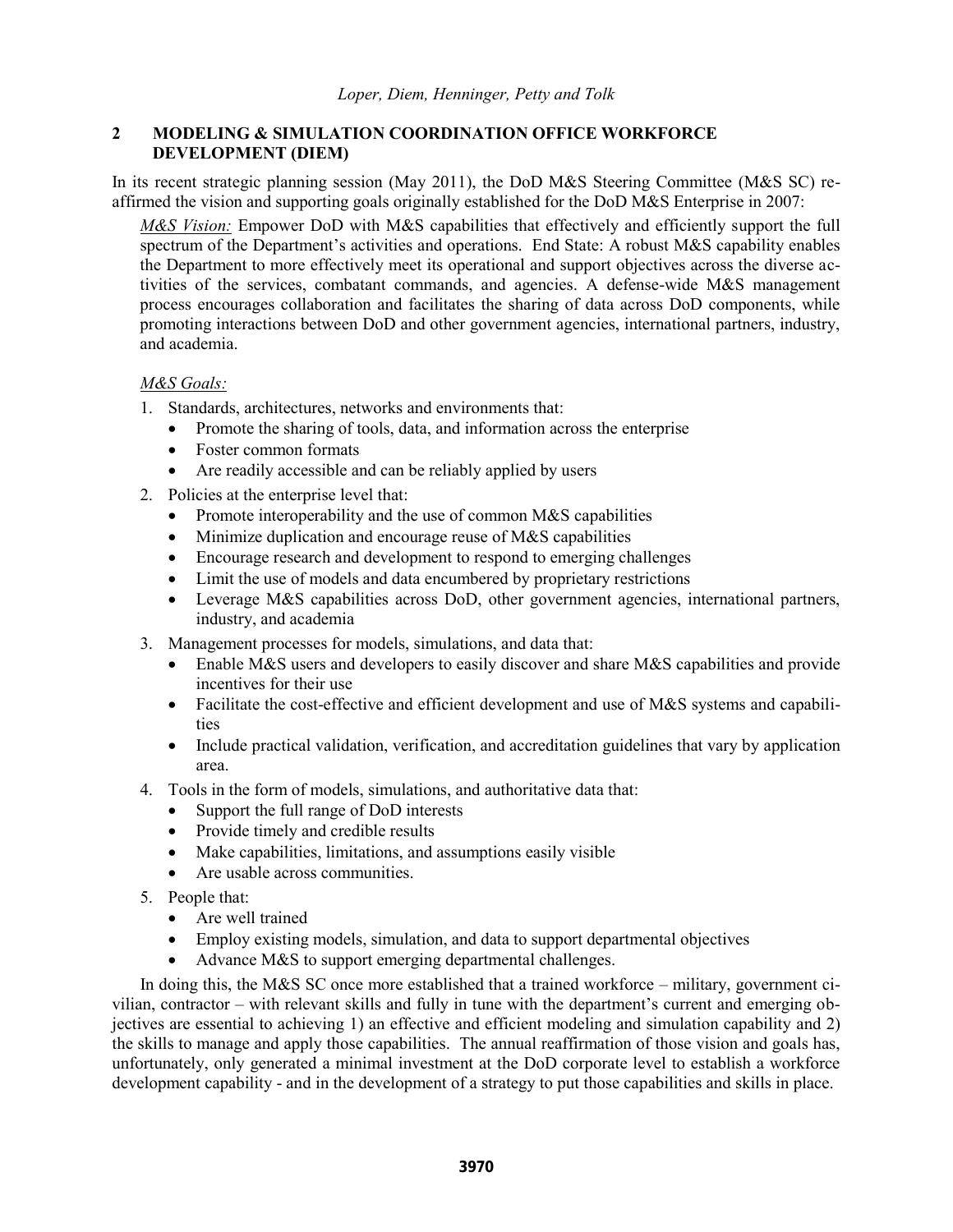## 2 MODELING & SIMULATION COORDINATION OFFICE WORKFORCE DEVELOPMENT (DIEM)

In its recent strategic planning session (May 2011), the DoD M&S Steering Committee (M&S SC) reaffirmed the vision and supporting goals originally established for the DoD M&S Enterprise in 2007:

*M&S Vision:* Empower DoD with M&S capabilities that effectively and efficiently support the full spectrum of the Department's activities and operations. End State: A robust M&S capability enables the Department to more effectively meet its operational and support objectives across the diverse activities of the services, combatant commands, and agencies. A defense-wide M&S management process encourages collaboration and facilitates the sharing of data across DoD components, while promoting interactions between DoD and other government agencies, international partners, industry, and academia.

*M&S Goals:*

1. Standards, architectures, networks and environments that:
   - Promote the sharing of tools, data, and information across the enterprise
   - Foster common formats
   - Are readily accessible and can be reliably applied by users
2. Policies at the enterprise level that:
   - Promote interoperability and the use of common M&S capabilities
   - Minimize duplication and encourage reuse of M&S capabilities
   - Encourage research and development to respond to emerging challenges
   - Limit the use of models and data encumbered by proprietary restrictions
   - Leverage M&S capabilities across DoD, other government agencies, international partners, industry, and academia
3. Management processes for models, simulations, and data that:
   - Enable M&S users and developers to easily discover and share M&S capabilities and provide incentives for their use
   - Facilitate the cost-effective and efficient development and use of M&S systems and capabilities
   - Include practical validation, verification, and accreditation guidelines that vary by application area.
4. Tools in the form of models, simulations, and authoritative data that:
   - Support the full range of DoD interests
   - Provide timely and credible results
   - Make capabilities, limitations, and assumptions easily visible
   - Are usable across communities.
5. People that:
   - Are well trained
   - Employ existing models, simulation, and data to support departmental objectives
   - Advance M&S to support emerging departmental challenges.

In doing this, the M&S SC once more established that a trained workforce – military, government civilian, contractor – with relevant skills and fully in tune with the department's current and emerging objectives are essential to achieving 1) an effective and efficient modeling and simulation capability and 2) the skills to manage and apply those capabilities. The annual reaffirmation of those vision and goals has, unfortunately, only generated a minimal investment at the DoD corporate level to establish a workforce development capability - and in the development of a strategy to put those capabilities and skills in place.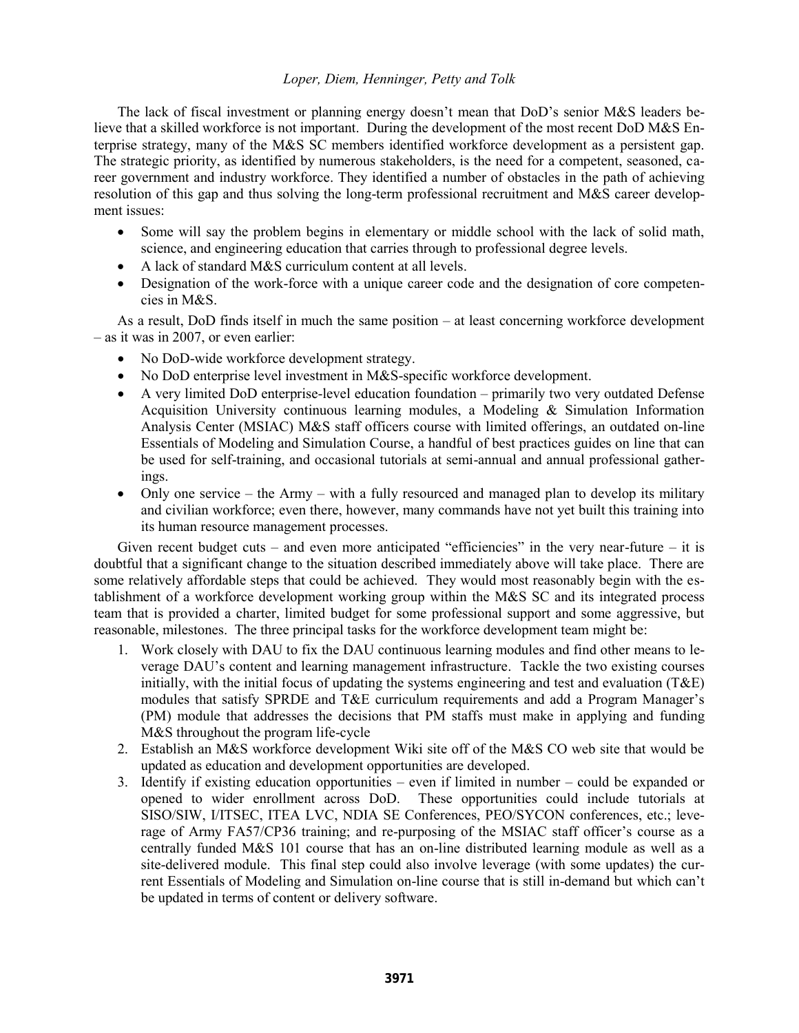The lack of fiscal investment or planning energy doesn't mean that DoD's senior M&S leaders believe that a skilled workforce is not important. During the development of the most recent DoD M&S Enterprise strategy, many of the M&S SC members identified workforce development as a persistent gap. The strategic priority, as identified by numerous stakeholders, is the need for a competent, seasoned, career government and industry workforce. They identified a number of obstacles in the path of achieving resolution of this gap and thus solving the long-term professional recruitment and M&S career development issues:

- Some will say the problem begins in elementary or middle school with the lack of solid math, science, and engineering education that carries through to professional degree levels.
- A lack of standard M&S curriculum content at all levels.
- Designation of the work-force with a unique career code and the designation of core competencies in M&S.

As a result, DoD finds itself in much the same position – at least concerning workforce development – as it was in 2007, or even earlier:

- No DoD-wide workforce development strategy.
- No DoD enterprise level investment in M&S-specific workforce development.
- A very limited DoD enterprise-level education foundation – primarily two very outdated Defense Acquisition University continuous learning modules, a Modeling & Simulation Information Analysis Center (MSIAC) M&S staff officers course with limited offerings, an outdated on-line Essentials of Modeling and Simulation Course, a handful of best practices guides on line that can be used for self-training, and occasional tutorials at semi-annual and annual professional gatherings.
- Only one service – the Army – with a fully resourced and managed plan to develop its military and civilian workforce; even there, however, many commands have not yet built this training into its human resource management processes.

Given recent budget cuts – and even more anticipated "efficiencies" in the very near-future – it is doubtful that a significant change to the situation described immediately above will take place. There are some relatively affordable steps that could be achieved. They would most reasonably begin with the establishment of a workforce development working group within the M&S SC and its integrated process team that is provided a charter, limited budget for some professional support and some aggressive, but reasonable, milestones. The three principal tasks for the workforce development team might be:

1. Work closely with DAU to fix the DAU continuous learning modules and find other means to leverage DAU's content and learning management infrastructure. Tackle the two existing courses initially, with the initial focus of updating the systems engineering and test and evaluation (T&E) modules that satisfy SPRDE and T&E curriculum requirements and add a Program Manager's (PM) module that addresses the decisions that PM staffs must make in applying and funding M&S throughout the program life-cycle
2. Establish an M&S workforce development Wiki site off of the M&S CO web site that would be updated as education and development opportunities are developed.
3. Identify if existing education opportunities – even if limited in number – could be expanded or opened to wider enrollment across DoD. These opportunities could include tutorials at SISO/SIW, I/ITSEC, ITEA LVC, NDIA SE Conferences, PEO/SYCON conferences, etc.; leverage of Army FA57/CP36 training; and re-purposing of the MSIAC staff officer's course as a centrally funded M&S 101 course that has an on-line distributed learning module as well as a site-delivered module. This final step could also involve leverage (with some updates) the current Essentials of Modeling and Simulation on-line course that is still in-demand but which can't be updated in terms of content or delivery software.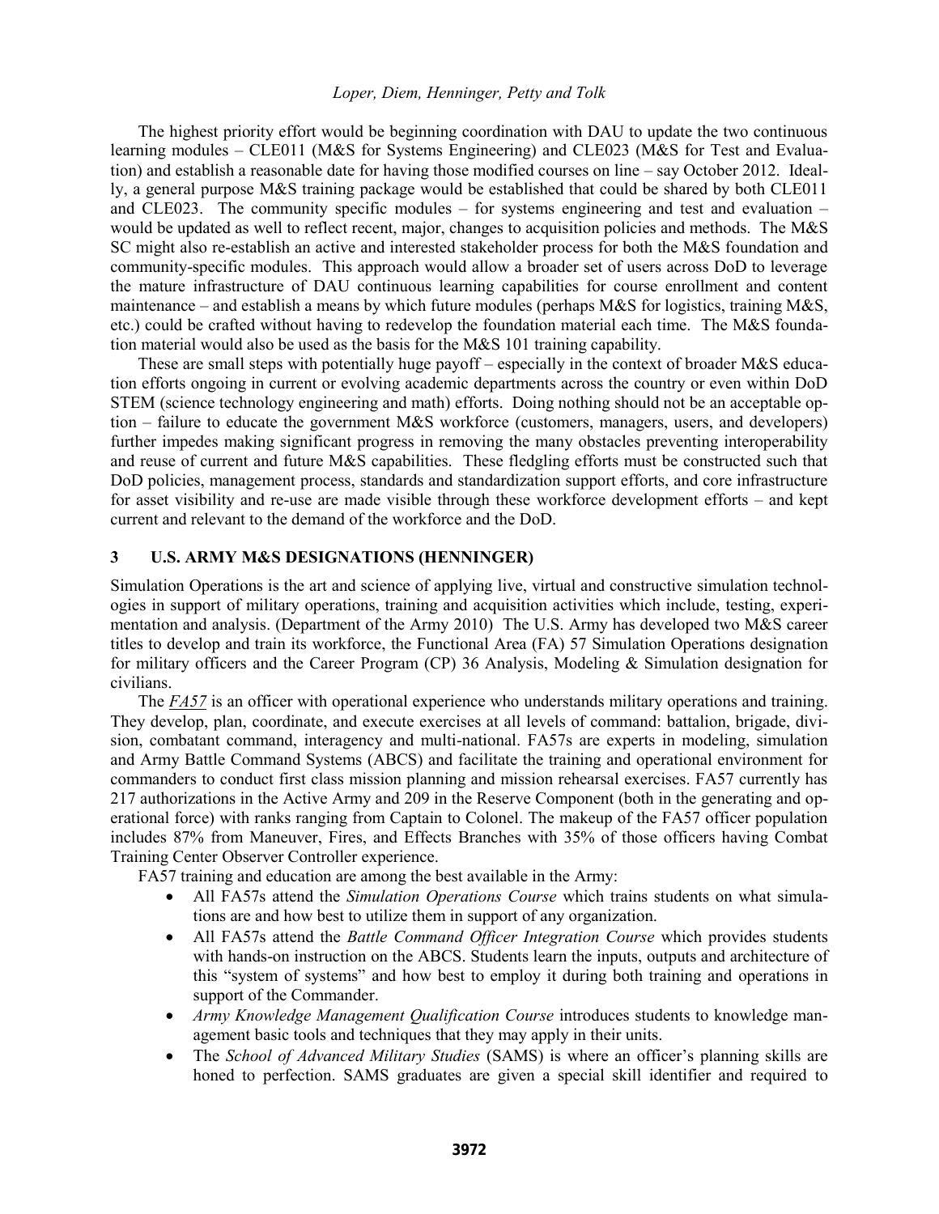The highest priority effort would be beginning coordination with DAU to update the two continuous learning modules – CLE011 (M&S for Systems Engineering) and CLE023 (M&S for Test and Evaluation) and establish a reasonable date for having those modified courses on line – say October 2012. Ideally, a general purpose M&S training package would be established that could be shared by both CLE011 and CLE023. The community specific modules – for systems engineering and test and evaluation – would be updated as well to reflect recent, major, changes to acquisition policies and methods. The M&S SC might also re-establish an active and interested stakeholder process for both the M&S foundation and community-specific modules. This approach would allow a broader set of users across DoD to leverage the mature infrastructure of DAU continuous learning capabilities for course enrollment and content maintenance – and establish a means by which future modules (perhaps M&S for logistics, training M&S, etc.) could be crafted without having to redevelop the foundation material each time. The M&S foundation material would also be used as the basis for the M&S 101 training capability.

These are small steps with potentially huge payoff – especially in the context of broader M&S education efforts ongoing in current or evolving academic departments across the country or even within DoD STEM (science technology engineering and math) efforts. Doing nothing should not be an acceptable option – failure to educate the government M&S workforce (customers, managers, users, and developers) further impedes making significant progress in removing the many obstacles preventing interoperability and reuse of current and future M&S capabilities. These fledgling efforts must be constructed such that DoD policies, management process, standards and standardization support efforts, and core infrastructure for asset visibility and re-use are made visible through these workforce development efforts – and kept current and relevant to the demand of the workforce and the DoD.

## 3 U.S. ARMY M&S DESIGNATIONS (HENNINGER)

Simulation Operations is the art and science of applying live, virtual and constructive simulation technologies in support of military operations, training and acquisition activities which include, testing, experimentation and analysis. (Department of the Army 2010) The U.S. Army has developed two M&S career titles to develop and train its workforce, the Functional Area (FA) 57 Simulation Operations designation for military officers and the Career Program (CP) 36 Analysis, Modeling & Simulation designation for civilians.

The *FA57* is an officer with operational experience who understands military operations and training. They develop, plan, coordinate, and execute exercises at all levels of command: battalion, brigade, division, combatant command, interagency and multi-national. FA57s are experts in modeling, simulation and Army Battle Command Systems (ABCS) and facilitate the training and operational environment for commanders to conduct first class mission planning and mission rehearsal exercises. FA57 currently has 217 authorizations in the Active Army and 209 in the Reserve Component (both in the generating and operational force) with ranks ranging from Captain to Colonel. The makeup of the FA57 officer population includes 87% from Maneuver, Fires, and Effects Branches with 35% of those officers having Combat Training Center Observer Controller experience.

FA57 training and education are among the best available in the Army:

- All FA57s attend the *Simulation Operations Course* which trains students on what simulations are and how best to utilize them in support of any organization.
- All FA57s attend the *Battle Command Officer Integration Course* which provides students with hands-on instruction on the ABCS. Students learn the inputs, outputs and architecture of this "system of systems" and how best to employ it during both training and operations in support of the Commander.
- *Army Knowledge Management Qualification Course* introduces students to knowledge management basic tools and techniques that they may apply in their units.
- The *School of Advanced Military Studies* (SAMS) is where an officer's planning skills are honed to perfection. SAMS graduates are given a special skill identifier and required to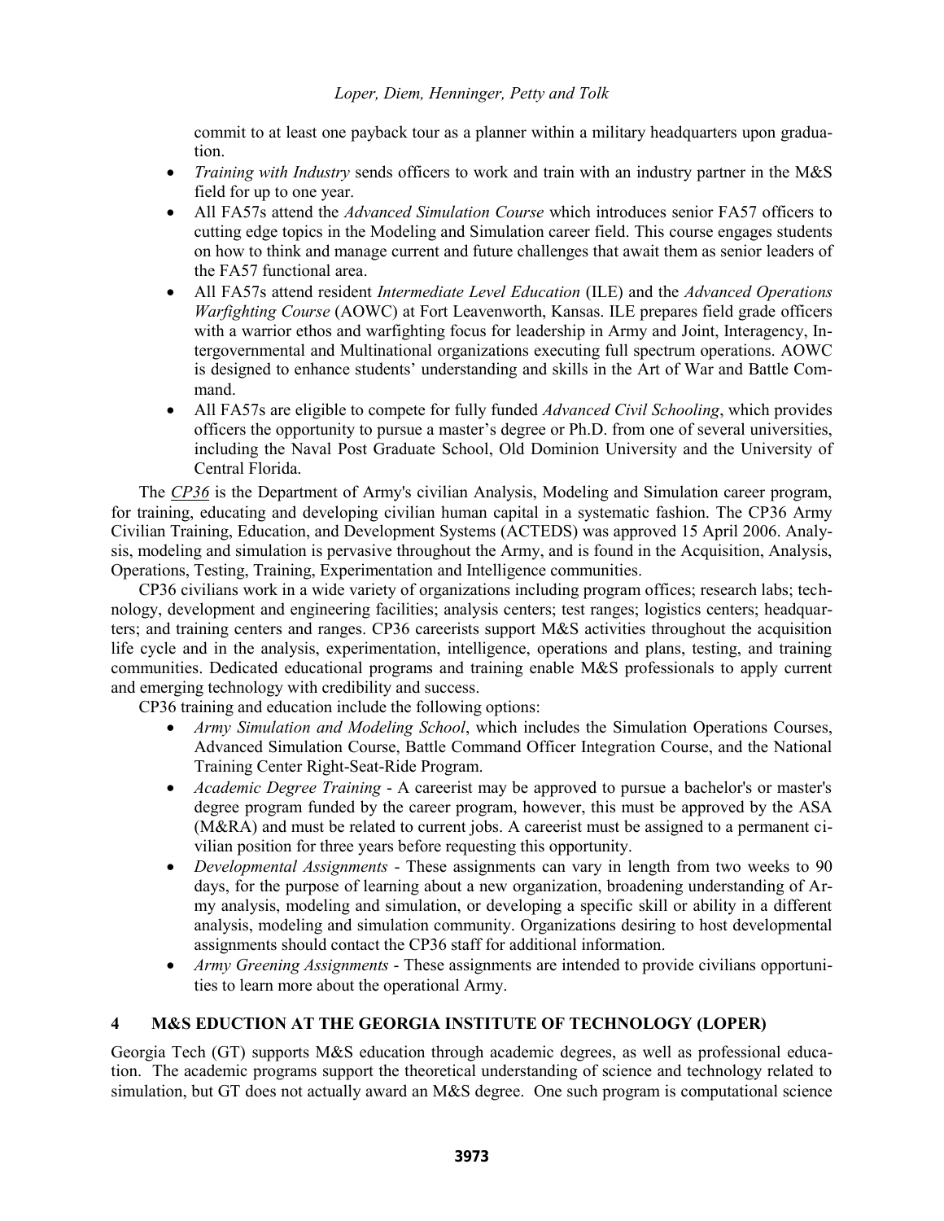commit to at least one payback tour as a planner within a military headquarters upon graduation.

- *Training with Industry* sends officers to work and train with an industry partner in the M&S field for up to one year.
- All FA57s attend the *Advanced Simulation Course* which introduces senior FA57 officers to cutting edge topics in the Modeling and Simulation career field. This course engages students on how to think and manage current and future challenges that await them as senior leaders of the FA57 functional area.
- All FA57s attend resident *Intermediate Level Education* (ILE) and the *Advanced Operations Warfighting Course* (AOWC) at Fort Leavenworth, Kansas. ILE prepares field grade officers with a warrior ethos and warfighting focus for leadership in Army and Joint, Interagency, Intergovernmental and Multinational organizations executing full spectrum operations. AOWC is designed to enhance students' understanding and skills in the Art of War and Battle Command.
- All FA57s are eligible to compete for fully funded *Advanced Civil Schooling*, which provides officers the opportunity to pursue a master's degree or Ph.D. from one of several universities, including the Naval Post Graduate School, Old Dominion University and the University of Central Florida.

The *CP36* is the Department of Army's civilian Analysis, Modeling and Simulation career program, for training, educating and developing civilian human capital in a systematic fashion. The CP36 Army Civilian Training, Education, and Development Systems (ACTEDS) was approved 15 April 2006. Analysis, modeling and simulation is pervasive throughout the Army, and is found in the Acquisition, Analysis, Operations, Testing, Training, Experimentation and Intelligence communities.

CP36 civilians work in a wide variety of organizations including program offices; research labs; technology, development and engineering facilities; analysis centers; test ranges; logistics centers; headquarters; and training centers and ranges. CP36 careerists support M&S activities throughout the acquisition life cycle and in the analysis, experimentation, intelligence, operations and plans, testing, and training communities. Dedicated educational programs and training enable M&S professionals to apply current and emerging technology with credibility and success.

CP36 training and education include the following options:

- *Army Simulation and Modeling School*, which includes the Simulation Operations Courses, Advanced Simulation Course, Battle Command Officer Integration Course, and the National Training Center Right-Seat-Ride Program.
- *Academic Degree Training* - A careerist may be approved to pursue a bachelor's or master's degree program funded by the career program, however, this must be approved by the ASA (M&RA) and must be related to current jobs. A careerist must be assigned to a permanent civilian position for three years before requesting this opportunity.
- *Developmental Assignments* - These assignments can vary in length from two weeks to 90 days, for the purpose of learning about a new organization, broadening understanding of Army analysis, modeling and simulation, or developing a specific skill or ability in a different analysis, modeling and simulation community. Organizations desiring to host developmental assignments should contact the CP36 staff for additional information.
- *Army Greening Assignments* - These assignments are intended to provide civilians opportunities to learn more about the operational Army.

## 4 M&S EDUCTION AT THE GEORGIA INSTITUTE OF TECHNOLOGY (LOPER)

Georgia Tech (GT) supports M&S education through academic degrees, as well as professional education. The academic programs support the theoretical understanding of science and technology related to simulation, but GT does not actually award an M&S degree. One such program is computational science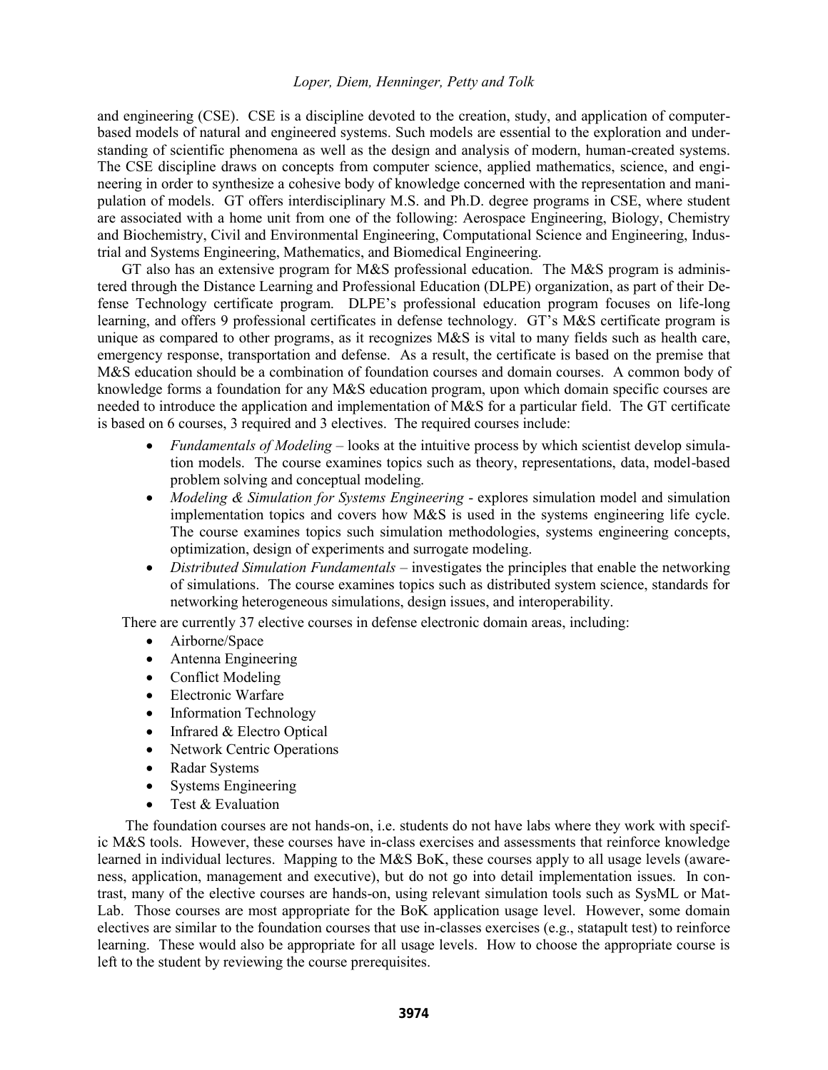and engineering (CSE). CSE is a discipline devoted to the creation, study, and application of computer-based models of natural and engineered systems. Such models are essential to the exploration and understanding of scientific phenomena as well as the design and analysis of modern, human-created systems. The CSE discipline draws on concepts from computer science, applied mathematics, science, and engineering in order to synthesize a cohesive body of knowledge concerned with the representation and manipulation of models. GT offers interdisciplinary M.S. and Ph.D. degree programs in CSE, where student are associated with a home unit from one of the following: Aerospace Engineering, Biology, Chemistry and Biochemistry, Civil and Environmental Engineering, Computational Science and Engineering, Industrial and Systems Engineering, Mathematics, and Biomedical Engineering.

GT also has an extensive program for M&S professional education. The M&S program is administered through the Distance Learning and Professional Education (DLPE) organization, as part of their Defense Technology certificate program. DLPE's professional education program focuses on life-long learning, and offers 9 professional certificates in defense technology. GT's M&S certificate program is unique as compared to other programs, as it recognizes M&S is vital to many fields such as health care, emergency response, transportation and defense. As a result, the certificate is based on the premise that M&S education should be a combination of foundation courses and domain courses. A common body of knowledge forms a foundation for any M&S education program, upon which domain specific courses are needed to introduce the application and implementation of M&S for a particular field. The GT certificate is based on 6 courses, 3 required and 3 electives. The required courses include:

- *Fundamentals of Modeling* – looks at the intuitive process by which scientist develop simulation models. The course examines topics such as theory, representations, data, model-based problem solving and conceptual modeling.
- *Modeling & Simulation for Systems Engineering* - explores simulation model and simulation implementation topics and covers how M&S is used in the systems engineering life cycle. The course examines topics such simulation methodologies, systems engineering concepts, optimization, design of experiments and surrogate modeling.
- *Distributed Simulation Fundamentals* – investigates the principles that enable the networking of simulations. The course examines topics such as distributed system science, standards for networking heterogeneous simulations, design issues, and interoperability.

There are currently 37 elective courses in defense electronic domain areas, including:

- Airborne/Space
- Antenna Engineering
- Conflict Modeling
- Electronic Warfare
- Information Technology
- Infrared & Electro Optical
- Network Centric Operations
- Radar Systems
- Systems Engineering
- Test & Evaluation

The foundation courses are not hands-on, i.e. students do not have labs where they work with specific M&S tools. However, these courses have in-class exercises and assessments that reinforce knowledge learned in individual lectures. Mapping to the M&S BoK, these courses apply to all usage levels (awareness, application, management and executive), but do not go into detail implementation issues. In contrast, many of the elective courses are hands-on, using relevant simulation tools such as SysML or MatLab. Those courses are most appropriate for the BoK application usage level. However, some domain electives are similar to the foundation courses that use in-classes exercises (e.g., statapult test) to reinforce learning. These would also be appropriate for all usage levels. How to choose the appropriate course is left to the student by reviewing the course prerequisites.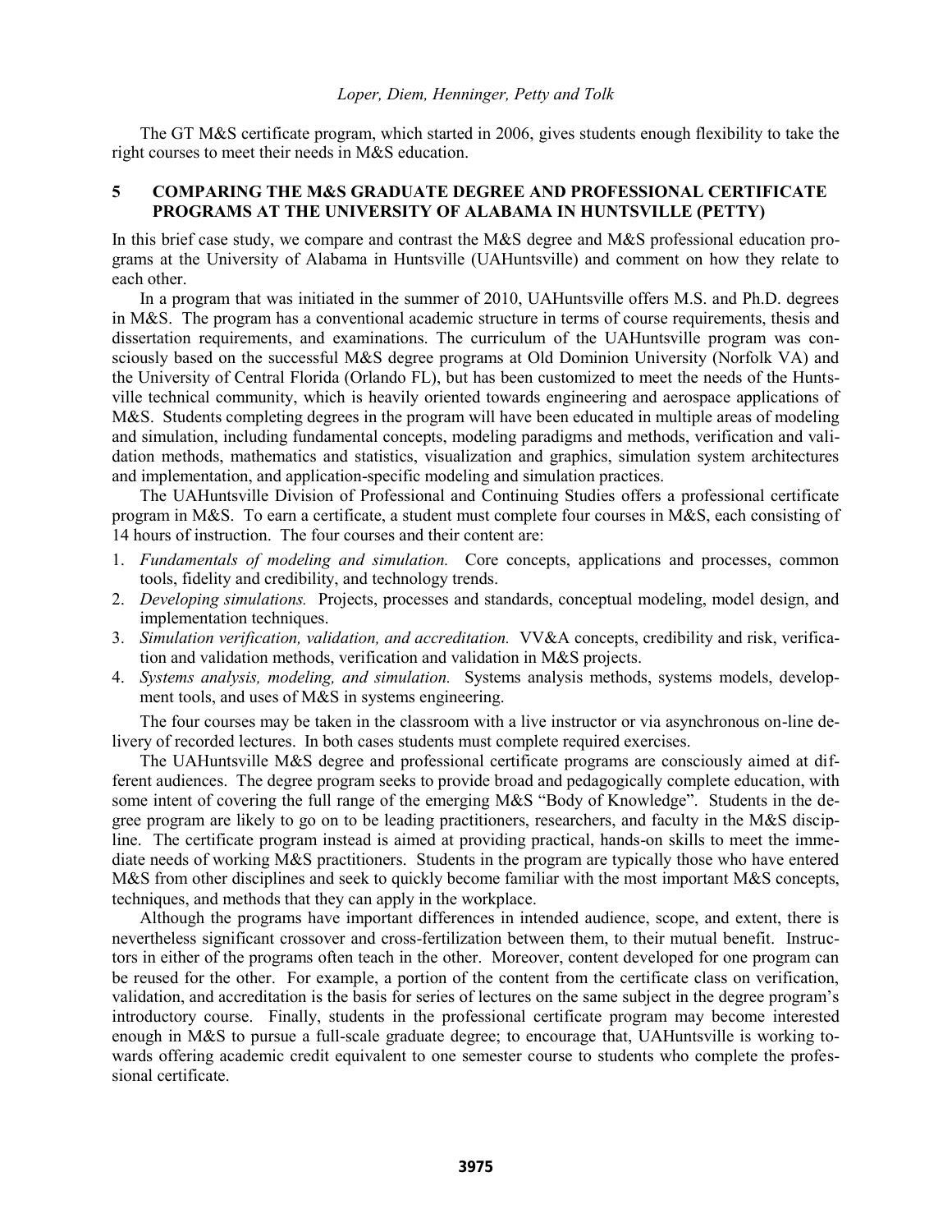The GT M&S certificate program, which started in 2006, gives students enough flexibility to take the right courses to meet their needs in M&S education.

## 5 COMPARING THE M&S GRADUATE DEGREE AND PROFESSIONAL CERTIFICATE PROGRAMS AT THE UNIVERSITY OF ALABAMA IN HUNTSVILLE (PETTY)

In this brief case study, we compare and contrast the M&S degree and M&S professional education programs at the University of Alabama in Huntsville (UAHuntsville) and comment on how they relate to each other.

In a program that was initiated in the summer of 2010, UAHuntsville offers M.S. and Ph.D. degrees in M&S. The program has a conventional academic structure in terms of course requirements, thesis and dissertation requirements, and examinations. The curriculum of the UAHuntsville program was consciously based on the successful M&S degree programs at Old Dominion University (Norfolk VA) and the University of Central Florida (Orlando FL), but has been customized to meet the needs of the Huntsville technical community, which is heavily oriented towards engineering and aerospace applications of M&S. Students completing degrees in the program will have been educated in multiple areas of modeling and simulation, including fundamental concepts, modeling paradigms and methods, verification and validation methods, mathematics and statistics, visualization and graphics, simulation system architectures and implementation, and application-specific modeling and simulation practices.

The UAHuntsville Division of Professional and Continuing Studies offers a professional certificate program in M&S. To earn a certificate, a student must complete four courses in M&S, each consisting of 14 hours of instruction. The four courses and their content are:

1. *Fundamentals of modeling and simulation.* Core concepts, applications and processes, common tools, fidelity and credibility, and technology trends.
2. *Developing simulations.* Projects, processes and standards, conceptual modeling, model design, and implementation techniques.
3. *Simulation verification, validation, and accreditation.* VV&A concepts, credibility and risk, verification and validation methods, verification and validation in M&S projects.
4. *Systems analysis, modeling, and simulation.* Systems analysis methods, systems models, development tools, and uses of M&S in systems engineering.

The four courses may be taken in the classroom with a live instructor or via asynchronous on-line delivery of recorded lectures. In both cases students must complete required exercises.

The UAHuntsville M&S degree and professional certificate programs are consciously aimed at different audiences. The degree program seeks to provide broad and pedagogically complete education, with some intent of covering the full range of the emerging M&S "Body of Knowledge". Students in the degree program are likely to go on to be leading practitioners, researchers, and faculty in the M&S discipline. The certificate program instead is aimed at providing practical, hands-on skills to meet the immediate needs of working M&S practitioners. Students in the program are typically those who have entered M&S from other disciplines and seek to quickly become familiar with the most important M&S concepts, techniques, and methods that they can apply in the workplace.

Although the programs have important differences in intended audience, scope, and extent, there is nevertheless significant crossover and cross-fertilization between them, to their mutual benefit. Instructors in either of the programs often teach in the other. Moreover, content developed for one program can be reused for the other. For example, a portion of the content from the certificate class on verification, validation, and accreditation is the basis for series of lectures on the same subject in the degree program's introductory course. Finally, students in the professional certificate program may become interested enough in M&S to pursue a full-scale graduate degree; to encourage that, UAHuntsville is working towards offering academic credit equivalent to one semester course to students who complete the professional certificate.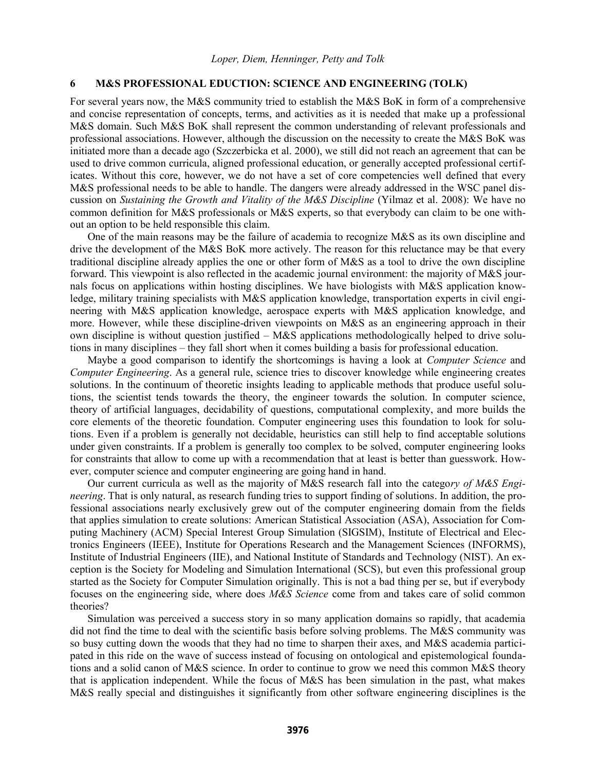## 6 M&S PROFESSIONAL EDUCTION: SCIENCE AND ENGINEERING (TOLK)

For several years now, the M&S community tried to establish the M&S BoK in form of a comprehensive and concise representation of concepts, terms, and activities as it is needed that make up a professional M&S domain. Such M&S BoK shall represent the common understanding of relevant professionals and professional associations. However, although the discussion on the necessity to create the M&S BoK was initiated more than a decade ago (Szczerbicka et al. 2000), we still did not reach an agreement that can be used to drive common curricula, aligned professional education, or generally accepted professional certificates. Without this core, however, we do not have a set of core competencies well defined that every M&S professional needs to be able to handle. The dangers were already addressed in the WSC panel discussion on *Sustaining the Growth and Vitality of the M&S Discipline* (Yilmaz et al. 2008): We have no common definition for M&S professionals or M&S experts, so that everybody can claim to be one without an option to be held responsible this claim.

One of the main reasons may be the failure of academia to recognize M&S as its own discipline and drive the development of the M&S BoK more actively. The reason for this reluctance may be that every traditional discipline already applies the one or other form of M&S as a tool to drive the own discipline forward. This viewpoint is also reflected in the academic journal environment: the majority of M&S journals focus on applications within hosting disciplines. We have biologists with M&S application knowledge, military training specialists with M&S application knowledge, transportation experts in civil engineering with M&S application knowledge, aerospace experts with M&S application knowledge, and more. However, while these discipline-driven viewpoints on M&S as an engineering approach in their own discipline is without question justified – M&S applications methodologically helped to drive solutions in many disciplines – they fall short when it comes building a basis for professional education.

Maybe a good comparison to identify the shortcomings is having a look at *Computer Science* and *Computer Engineering*. As a general rule, science tries to discover knowledge while engineering creates solutions. In the continuum of theoretic insights leading to applicable methods that produce useful solutions, the scientist tends towards the theory, the engineer towards the solution. In computer science, theory of artificial languages, decidability of questions, computational complexity, and more builds the core elements of the theoretic foundation. Computer engineering uses this foundation to look for solutions. Even if a problem is generally not decidable, heuristics can still help to find acceptable solutions under given constraints. If a problem is generally too complex to be solved, computer engineering looks for constraints that allow to come up with a recommendation that at least is better than guesswork. However, computer science and computer engineering are going hand in hand.

Our current curricula as well as the majority of M&S research fall into the category *of M&S Engineering*. That is only natural, as research funding tries to support finding of solutions. In addition, the professional associations nearly exclusively grew out of the computer engineering domain from the fields that applies simulation to create solutions: American Statistical Association (ASA), Association for Computing Machinery (ACM) Special Interest Group Simulation (SIGSIM), Institute of Electrical and Electronics Engineers (IEEE), Institute for Operations Research and the Management Sciences (INFORMS), Institute of Industrial Engineers (IIE), and National Institute of Standards and Technology (NIST). An exception is the Society for Modeling and Simulation International (SCS), but even this professional group started as the Society for Computer Simulation originally. This is not a bad thing per se, but if everybody focuses on the engineering side, where does *M&S Science* come from and takes care of solid common theories?

Simulation was perceived a success story in so many application domains so rapidly, that academia did not find the time to deal with the scientific basis before solving problems. The M&S community was so busy cutting down the woods that they had no time to sharpen their axes, and M&S academia participated in this ride on the wave of success instead of focusing on ontological and epistemological foundations and a solid canon of M&S science. In order to continue to grow we need this common M&S theory that is application independent. While the focus of M&S has been simulation in the past, what makes M&S really special and distinguishes it significantly from other software engineering disciplines is the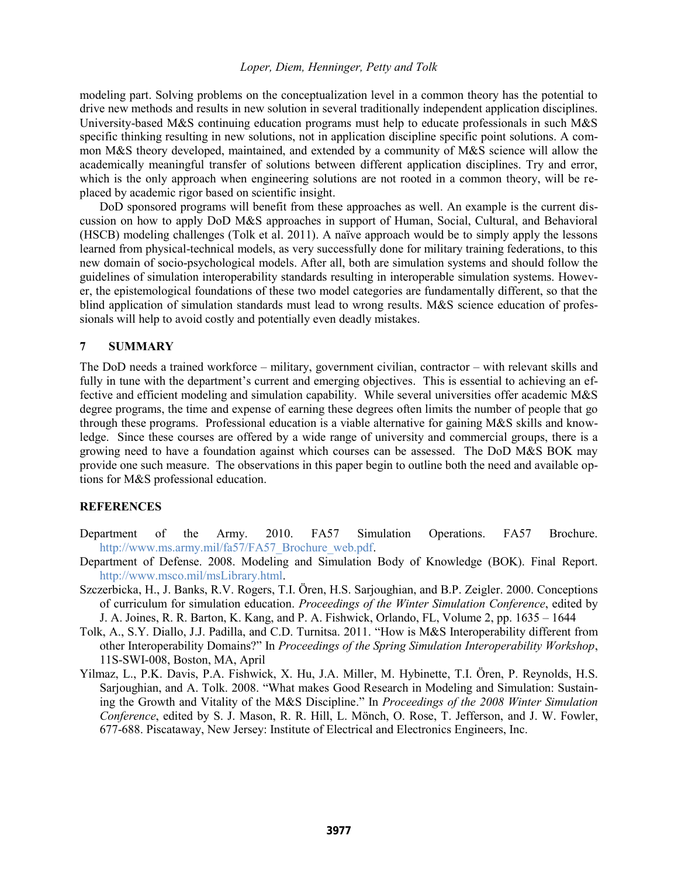modeling part. Solving problems on the conceptualization level in a common theory has the potential to drive new methods and results in new solution in several traditionally independent application disciplines. University-based M&S continuing education programs must help to educate professionals in such M&S specific thinking resulting in new solutions, not in application discipline specific point solutions. A common M&S theory developed, maintained, and extended by a community of M&S science will allow the academically meaningful transfer of solutions between different application disciplines. Try and error, which is the only approach when engineering solutions are not rooted in a common theory, will be replaced by academic rigor based on scientific insight.

DoD sponsored programs will benefit from these approaches as well. An example is the current discussion on how to apply DoD M&S approaches in support of Human, Social, Cultural, and Behavioral (HSCB) modeling challenges (Tolk et al. 2011). A naïve approach would be to simply apply the lessons learned from physical-technical models, as very successfully done for military training federations, to this new domain of socio-psychological models. After all, both are simulation systems and should follow the guidelines of simulation interoperability standards resulting in interoperable simulation systems. However, the epistemological foundations of these two model categories are fundamentally different, so that the blind application of simulation standards must lead to wrong results. M&S science education of professionals will help to avoid costly and potentially even deadly mistakes.

## 7 SUMMARY

The DoD needs a trained workforce – military, government civilian, contractor – with relevant skills and fully in tune with the department's current and emerging objectives. This is essential to achieving an effective and efficient modeling and simulation capability. While several universities offer academic M&S degree programs, the time and expense of earning these degrees often limits the number of people that go through these programs. Professional education is a viable alternative for gaining M&S skills and knowledge. Since these courses are offered by a wide range of university and commercial groups, there is a growing need to have a foundation against which courses can be assessed. The DoD M&S BOK may provide one such measure. The observations in this paper begin to outline both the need and available options for M&S professional education.

## REFERENCES

Department of the Army. 2010. FA57 Simulation Operations. FA57 Brochure. http://www.ms.army.mil/fa57/FA57_Brochure_web.pdf.

Department of Defense. 2008. Modeling and Simulation Body of Knowledge (BOK). Final Report. http://www.msco.mil/msLibrary.html.

Szczerbicka, H., J. Banks, R.V. Rogers, T.I. Ören, H.S. Sarjoughian, and B.P. Zeigler. 2000. Conceptions of curriculum for simulation education. *Proceedings of the Winter Simulation Conference*, edited by J. A. Joines, R. R. Barton, K. Kang, and P. A. Fishwick, Orlando, FL, Volume 2, pp. 1635 – 1644

Tolk, A., S.Y. Diallo, J.J. Padilla, and C.D. Turnitsa. 2011. "How is M&S Interoperability different from other Interoperability Domains?" In *Proceedings of the Spring Simulation Interoperability Workshop*, 11S-SWI-008, Boston, MA, April

Yilmaz, L., P.K. Davis, P.A. Fishwick, X. Hu, J.A. Miller, M. Hybinette, T.I. Ören, P. Reynolds, H.S. Sarjoughian, and A. Tolk. 2008. "What makes Good Research in Modeling and Simulation: Sustaining the Growth and Vitality of the M&S Discipline." In *Proceedings of the 2008 Winter Simulation Conference*, edited by S. J. Mason, R. R. Hill, L. Mönch, O. Rose, T. Jefferson, and J. W. Fowler, 677-688. Piscataway, New Jersey: Institute of Electrical and Electronics Engineers, Inc.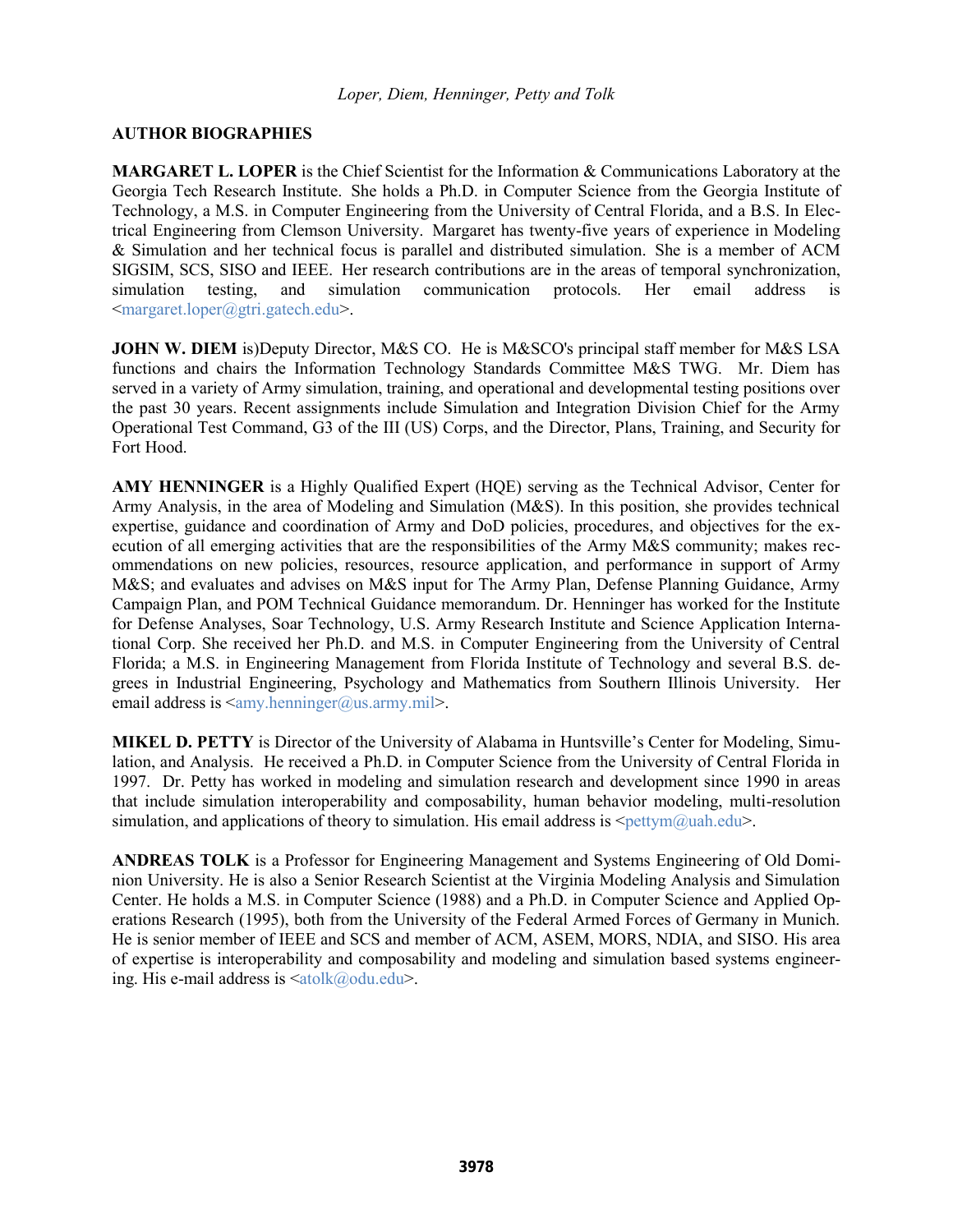## AUTHOR BIOGRAPHIES

**MARGARET L. LOPER** is the Chief Scientist for the Information & Communications Laboratory at the Georgia Tech Research Institute. She holds a Ph.D. in Computer Science from the Georgia Institute of Technology, a M.S. in Computer Engineering from the University of Central Florida, and a B.S. In Electrical Engineering from Clemson University. Margaret has twenty-five years of experience in Modeling & Simulation and her technical focus is parallel and distributed simulation. She is a member of ACM SIGSIM, SCS, SISO and IEEE. Her research contributions are in the areas of temporal synchronization, simulation testing, and simulation communication protocols. Her email address is <margaret.loper@gtri.gatech.edu>.

**JOHN W. DIEM** is)Deputy Director, M&S CO. He is M&SCO's principal staff member for M&S LSA functions and chairs the Information Technology Standards Committee M&S TWG. Mr. Diem has served in a variety of Army simulation, training, and operational and developmental testing positions over the past 30 years. Recent assignments include Simulation and Integration Division Chief for the Army Operational Test Command, G3 of the III (US) Corps, and the Director, Plans, Training, and Security for Fort Hood.

**AMY HENNINGER** is a Highly Qualified Expert (HQE) serving as the Technical Advisor, Center for Army Analysis, in the area of Modeling and Simulation (M&S). In this position, she provides technical expertise, guidance and coordination of Army and DoD policies, procedures, and objectives for the execution of all emerging activities that are the responsibilities of the Army M&S community; makes recommendations on new policies, resources, resource application, and performance in support of Army M&S; and evaluates and advises on M&S input for The Army Plan, Defense Planning Guidance, Army Campaign Plan, and POM Technical Guidance memorandum. Dr. Henninger has worked for the Institute for Defense Analyses, Soar Technology, U.S. Army Research Institute and Science Application International Corp. She received her Ph.D. and M.S. in Computer Engineering from the University of Central Florida; a M.S. in Engineering Management from Florida Institute of Technology and several B.S. degrees in Industrial Engineering, Psychology and Mathematics from Southern Illinois University. Her email address is <amy.henninger@us.army.mil>.

**MIKEL D. PETTY** is Director of the University of Alabama in Huntsville's Center for Modeling, Simulation, and Analysis. He received a Ph.D. in Computer Science from the University of Central Florida in 1997. Dr. Petty has worked in modeling and simulation research and development since 1990 in areas that include simulation interoperability and composability, human behavior modeling, multi-resolution simulation, and applications of theory to simulation. His email address is <pettym@uah.edu>.

**ANDREAS TOLK** is a Professor for Engineering Management and Systems Engineering of Old Dominion University. He is also a Senior Research Scientist at the Virginia Modeling Analysis and Simulation Center. He holds a M.S. in Computer Science (1988) and a Ph.D. in Computer Science and Applied Operations Research (1995), both from the University of the Federal Armed Forces of Germany in Munich. He is senior member of IEEE and SCS and member of ACM, ASEM, MORS, NDIA, and SISO. His area of expertise is interoperability and composability and modeling and simulation based systems engineering. His e-mail address is <atolk@odu.edu>.